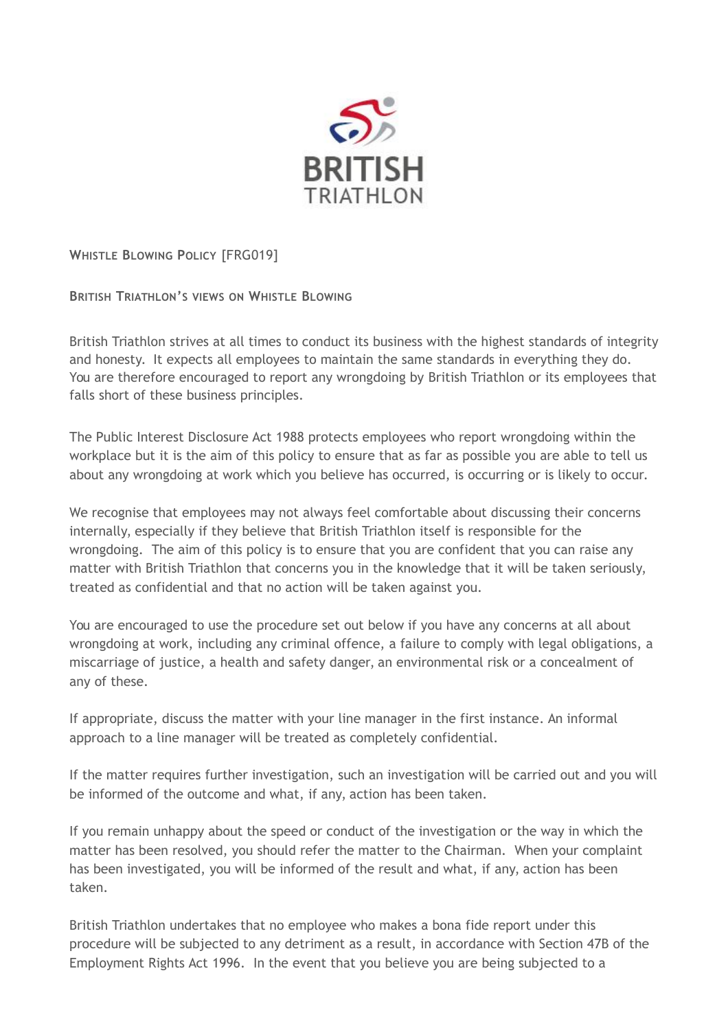# Whistle Blowing Policy [FRG019]

## British Triathlon's views on Whistle Blowing

British Triathlon strives at all times to conduct its business with the highest standards of integrity and honesty. It expects all employees to maintain the same standards in everything they do. You are therefore encouraged to report any wrongdoing by British Triathlon or its employees that falls short of these business principles.

The Public Interest Disclosure Act 1988 protects employees who report wrongdoing within the workplace but it is the aim of this policy to ensure that as far as possible you are able to tell us about any wrongdoing at work which you believe has occurred, is occurring or is likely to occur.

We recognise that employees may not always feel comfortable about discussing their concerns internally, especially if they believe that British Triathlon itself is responsible for the wrongdoing. The aim of this policy is to ensure that you are confident that you can raise any matter with British Triathlon that concerns you in the knowledge that it will be taken seriously, treated as confidential and that no action will be taken against you.

You are encouraged to use the procedure set out below if you have any concerns at all about wrongdoing at work, including any criminal offence, a failure to comply with legal obligations, a miscarriage of justice, a health and safety danger, an environmental risk or a concealment of any of these.

If appropriate, discuss the matter with your line manager in the first instance. An informal approach to a line manager will be treated as completely confidential.

If the matter requires further investigation, such an investigation will be carried out and you will be informed of the outcome and what, if any, action has been taken.

If you remain unhappy about the speed or conduct of the investigation or the way in which the matter has been resolved, you should refer the matter to the Chairman. When your complaint has been investigated, you will be informed of the result and what, if any, action has been taken.

British Triathlon undertakes that no employee who makes a bona fide report under this procedure will be subjected to any detriment as a result, in accordance with Section 47B of the Employment Rights Act 1996. In the event that you believe you are being subjected to a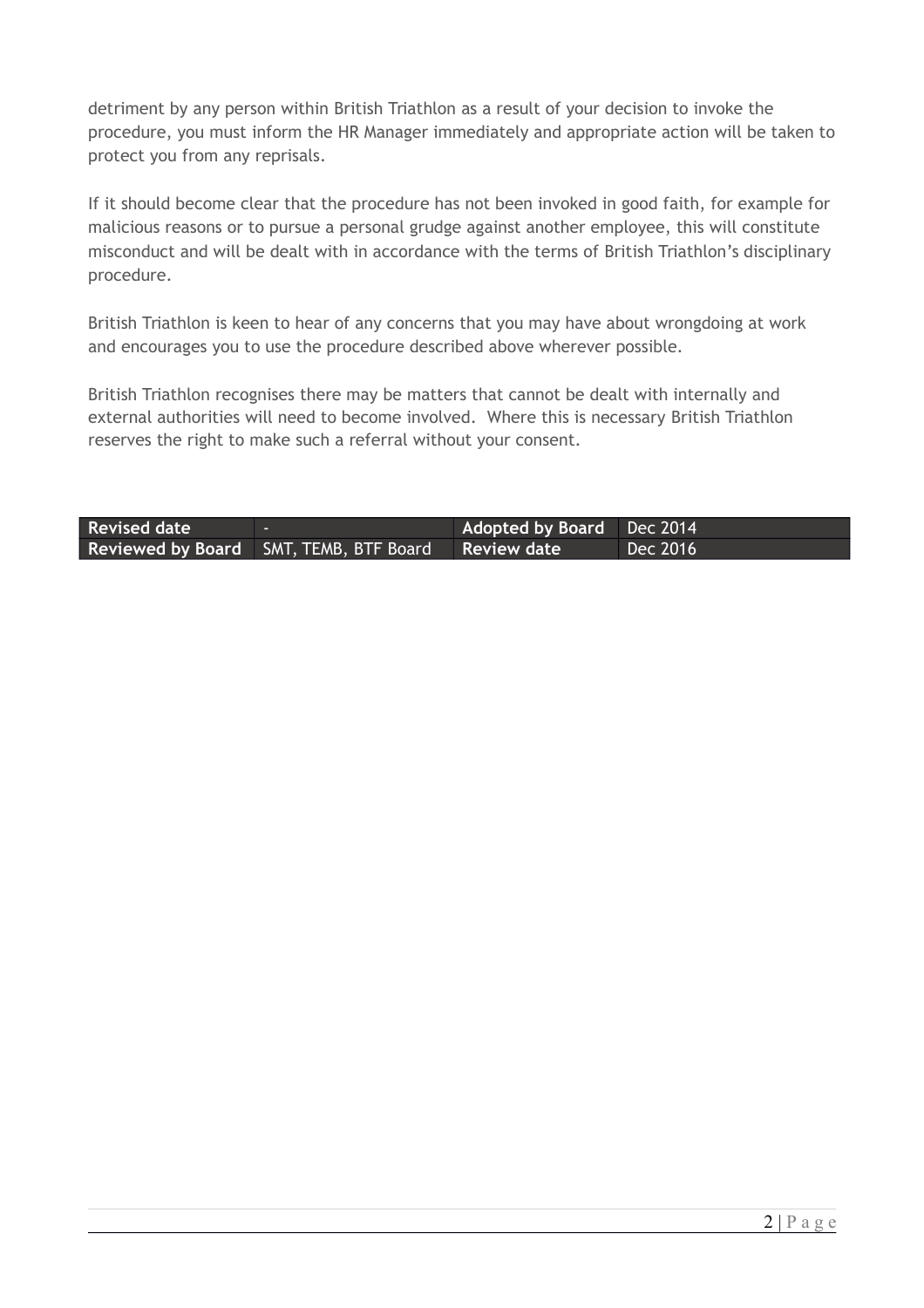detriment by any person within British Triathlon as a result of your decision to invoke the procedure, you must inform the HR Manager immediately and appropriate action will be taken to protect you from any reprisals.

If it should become clear that the procedure has not been invoked in good faith, for example for malicious reasons or to pursue a personal grudge against another employee, this will constitute misconduct and will be dealt with in accordance with the terms of British Triathlon's disciplinary procedure.

British Triathlon is keen to hear of any concerns that you may have about wrongdoing at work and encourages you to use the procedure described above wherever possible.

British Triathlon recognises there may be matters that cannot be dealt with internally and external authorities will need to become involved. Where this is necessary British Triathlon reserves the right to make such a referral without your consent.

| | | | |
|---|---|---|---|
| **Revised date** | - | **Adopted by Board** | Dec 2014 |
| **Reviewed by Board** | SMT, TEMB, BTF Board | **Review date** | Dec 2016 |